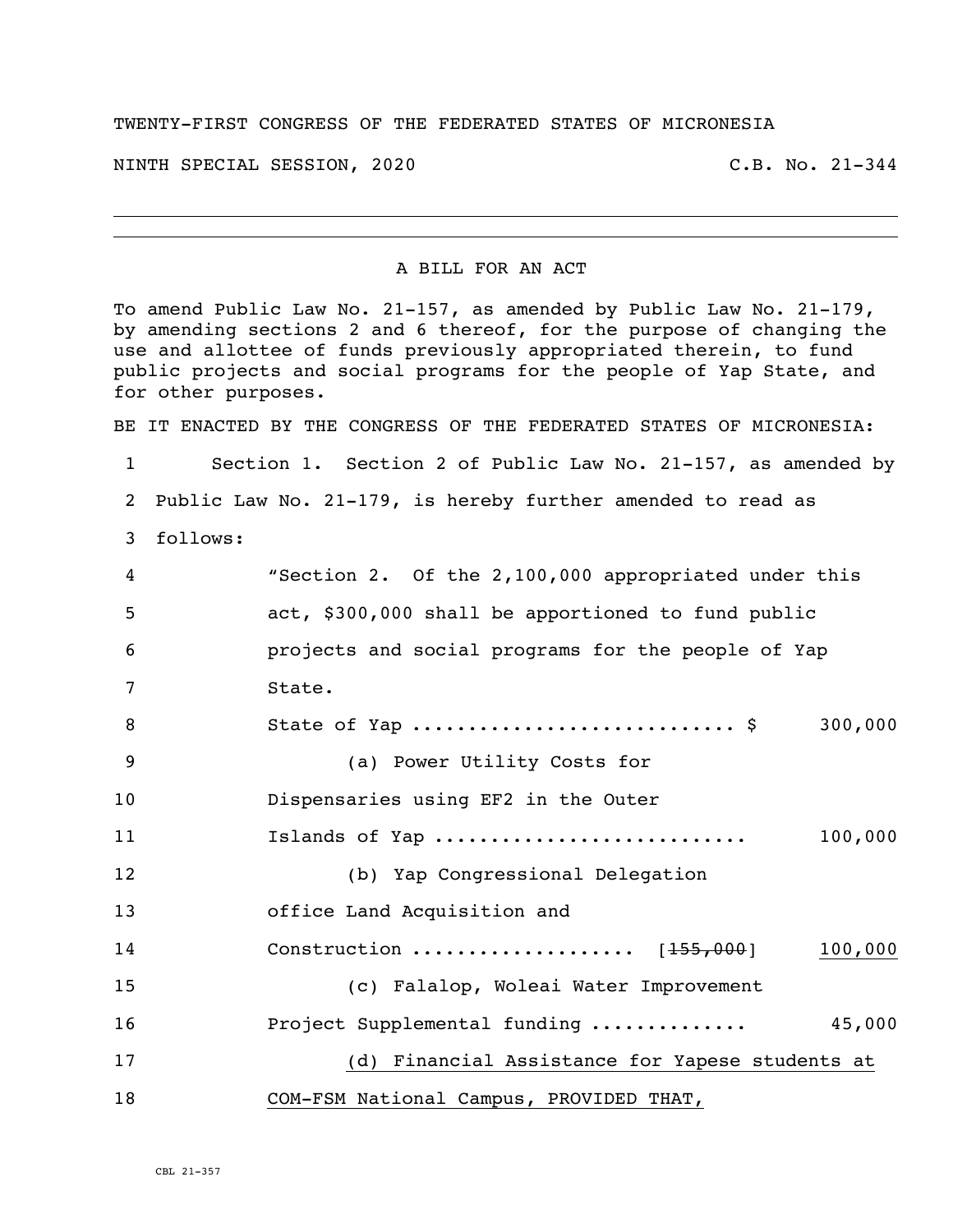TWENTY-FIRST CONGRESS OF THE FEDERATED STATES OF MICRONESIA

NINTH SPECIAL SESSION, 2020 C.B. No. 21-344

---

A BILL FOR AN ACT

To amend Public Law No. 21-157, as amended by Public Law No. 21-179, by amending sections 2 and 6 thereof, for the purpose of changing the use and allottee of funds previously appropriated therein, to fund public projects and social programs for the people of Yap State, and for other purposes.

BE IT ENACTED BY THE CONGRESS OF THE FEDERATED STATES OF MICRONESIA:

1 Section 1. Section 2 of Public Law No. 21-157, as amended by
2 Public Law No. 21-179, is hereby further amended to read as
3 follows:

4 "Section 2. Of the 2,100,000 appropriated under this
5 act, $300,000 shall be apportioned to fund public
6 projects and social programs for the people of Yap
7 State.

8 State of Yap ............................ $ 300,000

9 (a) Power Utility Costs for
10 Dispensaries using EF2 in the Outer
11 Islands of Yap ........................... 100,000

12 (b) Yap Congressional Delegation
13 office Land Acquisition and
14 Construction ................... [~~155,000~~] <u>100,000</u>

15 (c) Falalop, Woleai Water Improvement
16 Project Supplemental funding ............. 45,000

17 <u>(d) Financial Assistance for Yapese students at</u>
18 <u>COM-FSM National Campus, PROVIDED THAT,</u>

CBL 21-357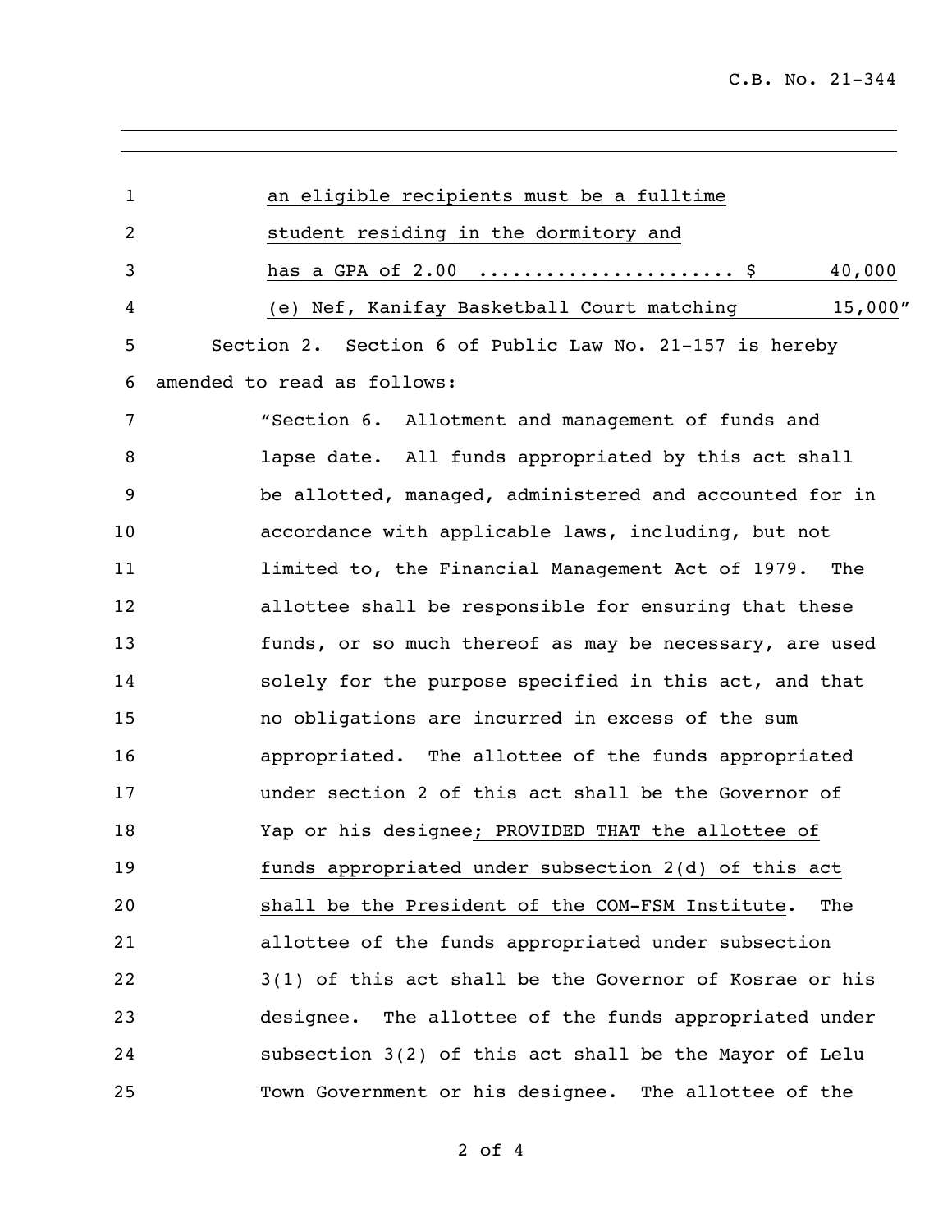an eligible recipients must be a fulltime student residing in the dormitory and has a GPA of 2.00 ...................... $ 40,000

(e) Nef, Kanifay Basketball Court matching 15,000"

Section 2. Section 6 of Public Law No. 21-157 is hereby amended to read as follows:

"Section 6. Allotment and management of funds and lapse date. All funds appropriated by this act shall be allotted, managed, administered and accounted for in accordance with applicable laws, including, but not limited to, the Financial Management Act of 1979. The allottee shall be responsible for ensuring that these funds, or so much thereof as may be necessary, are used solely for the purpose specified in this act, and that no obligations are incurred in excess of the sum appropriated. The allottee of the funds appropriated under section 2 of this act shall be the Governor of Yap or his designee; PROVIDED THAT the allottee of funds appropriated under subsection 2(d) of this act shall be the President of the COM-FSM Institute. The allottee of the funds appropriated under subsection 3(1) of this act shall be the Governor of Kosrae or his designee. The allottee of the funds appropriated under subsection 3(2) of this act shall be the Mayor of Lelu Town Government or his designee. The allottee of the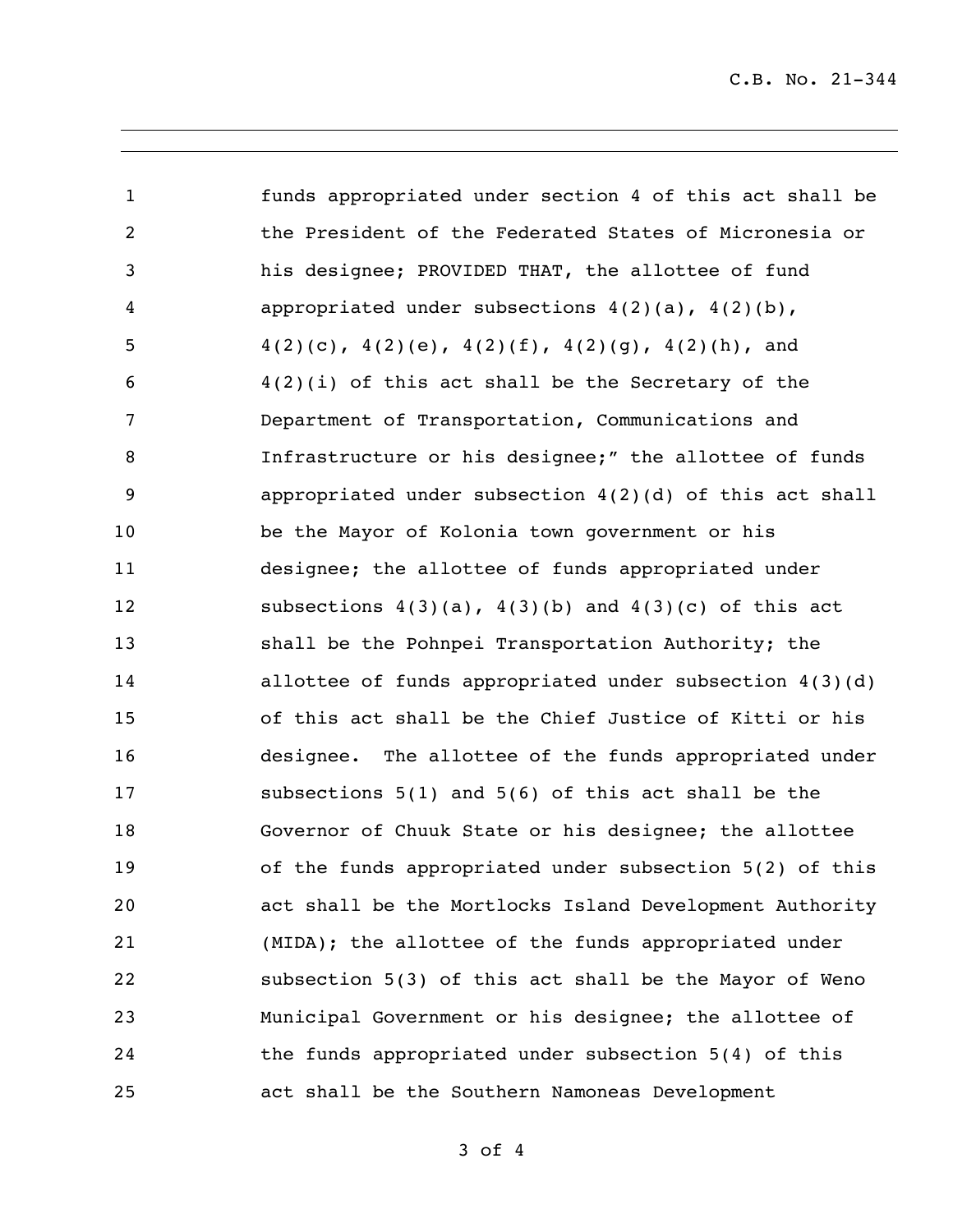funds appropriated under section 4 of this act shall be the President of the Federated States of Micronesia or his designee; PROVIDED THAT, the allottee of fund appropriated under subsections 4(2)(a), 4(2)(b), 4(2)(c), 4(2)(e), 4(2)(f), 4(2)(g), 4(2)(h), and 4(2)(i) of this act shall be the Secretary of the Department of Transportation, Communications and Infrastructure or his designee;" the allottee of funds appropriated under subsection 4(2)(d) of this act shall be the Mayor of Kolonia town government or his designee; the allottee of funds appropriated under subsections 4(3)(a), 4(3)(b) and 4(3)(c) of this act shall be the Pohnpei Transportation Authority; the allottee of funds appropriated under subsection 4(3)(d) of this act shall be the Chief Justice of Kitti or his designee. The allottee of the funds appropriated under subsections 5(1) and 5(6) of this act shall be the Governor of Chuuk State or his designee; the allottee of the funds appropriated under subsection 5(2) of this act shall be the Mortlocks Island Development Authority (MIDA); the allottee of the funds appropriated under subsection 5(3) of this act shall be the Mayor of Weno Municipal Government or his designee; the allottee of the funds appropriated under subsection 5(4) of this act shall be the Southern Namoneas Development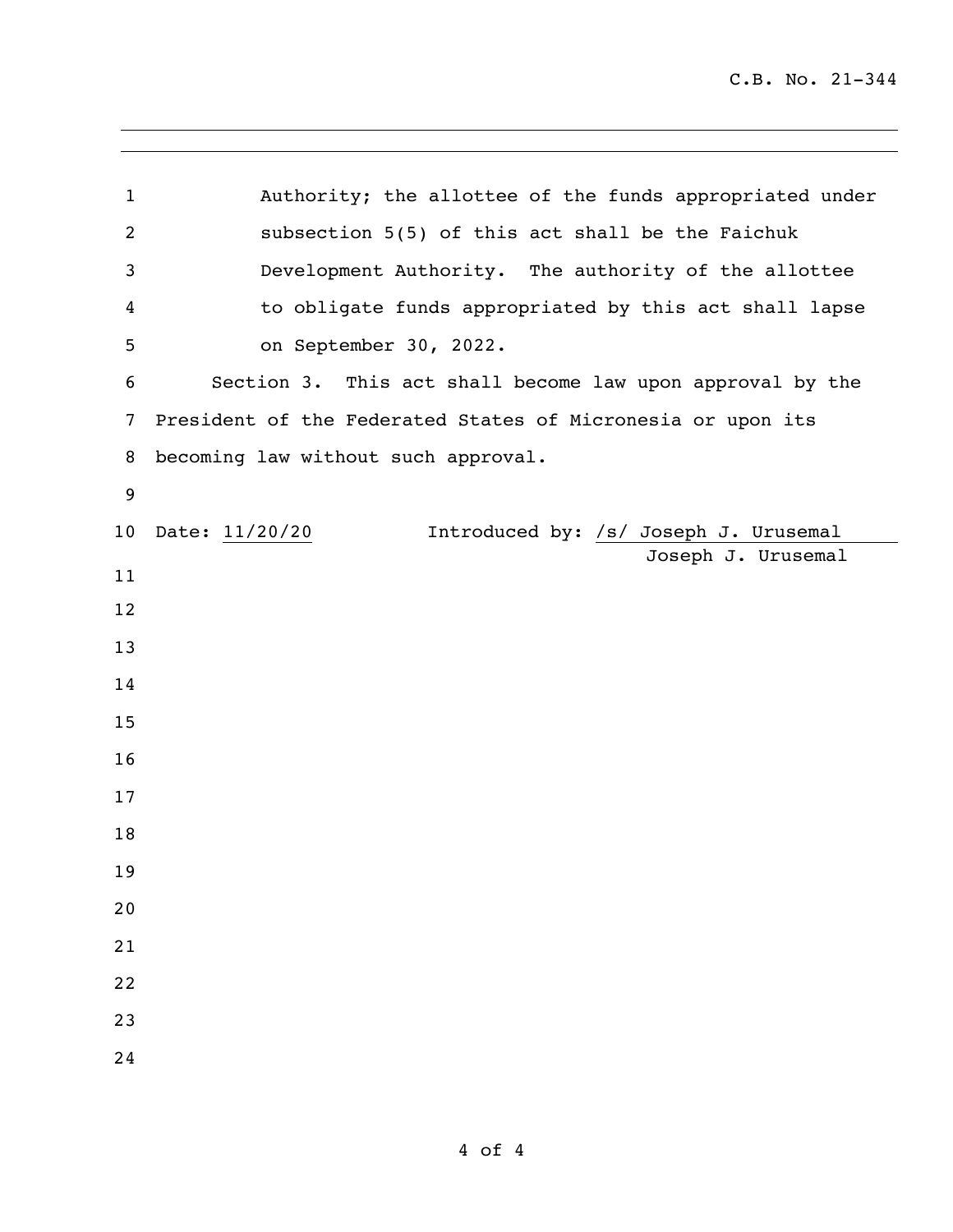Authority; the allottee of the funds appropriated under subsection 5(5) of this act shall be the Faichuk Development Authority. The authority of the allottee to obligate funds appropriated by this act shall lapse on September 30, 2022.

Section 3. This act shall become law upon approval by the President of the Federated States of Micronesia or upon its becoming law without such approval.

Date: 11/20/20 Introduced by: /s/ Joseph J. Urusemal

Joseph J. Urusemal